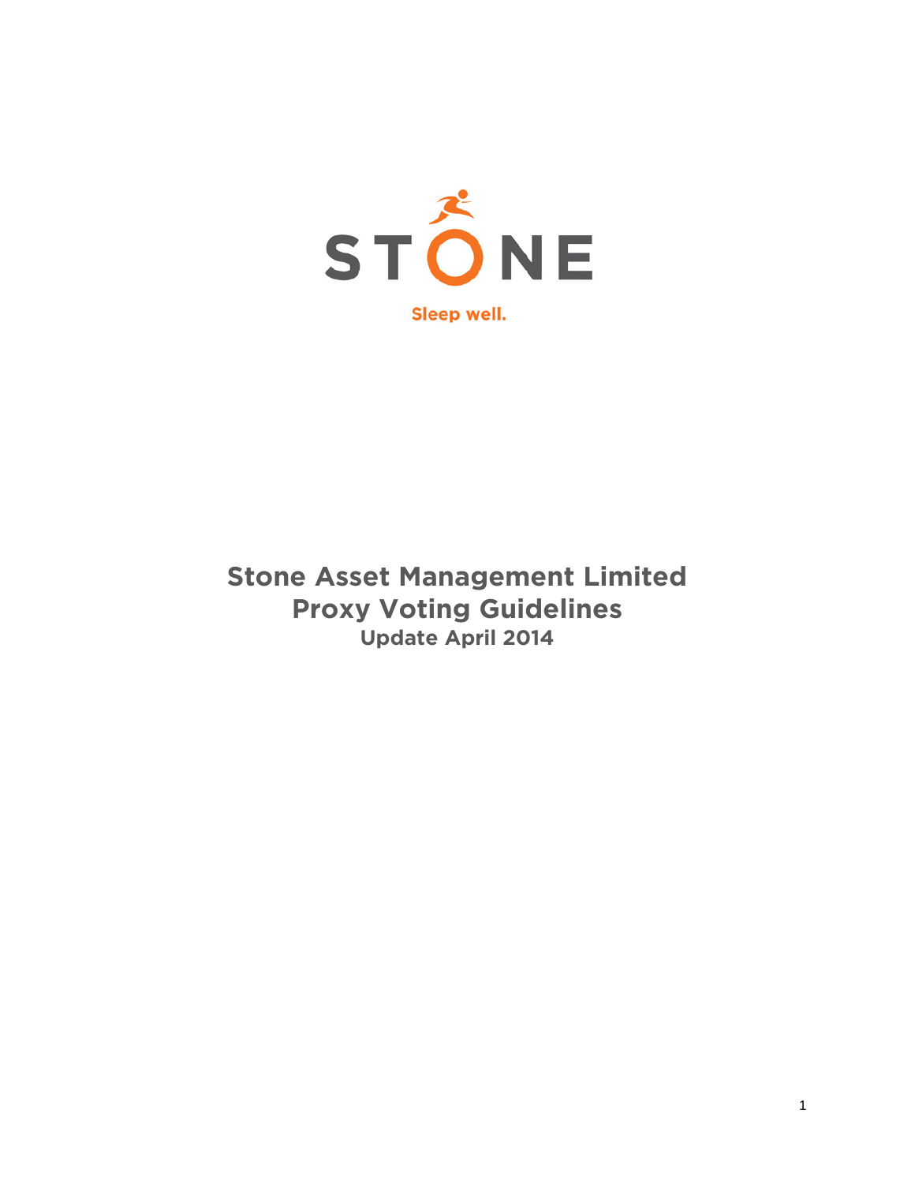STONE

Sleep well.

# Stone Asset Management Limited
# Proxy Voting Guidelines
## Update April 2014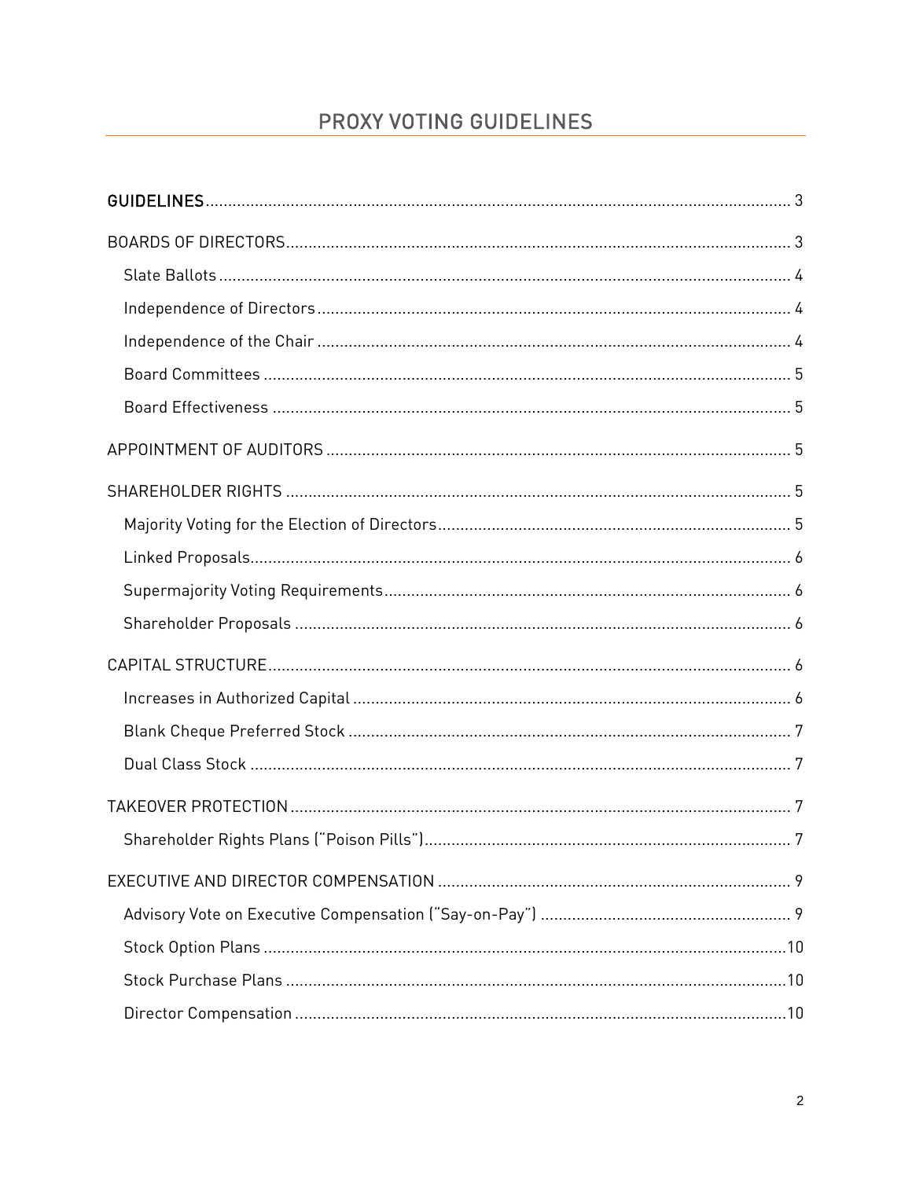# PROXY VOTING GUIDELINES

| | |
|---|---|
| GUIDELINES | 3 |
| BOARDS OF DIRECTORS | 3 |
| Slate Ballots | 4 |
| Independence of Directors | 4 |
| Independence of the Chair | 4 |
| Board Committees | 5 |
| Board Effectiveness | 5 |
| APPOINTMENT OF AUDITORS | 5 |
| SHAREHOLDER RIGHTS | 5 |
| Majority Voting for the Election of Directors | 5 |
| Linked Proposals | 6 |
| Supermajority Voting Requirements | 6 |
| Shareholder Proposals | 6 |
| CAPITAL STRUCTURE | 6 |
| Increases in Authorized Capital | 6 |
| Blank Cheque Preferred Stock | 7 |
| Dual Class Stock | 7 |
| TAKEOVER PROTECTION | 7 |
| Shareholder Rights Plans ("Poison Pills") | 7 |
| EXECUTIVE AND DIRECTOR COMPENSATION | 9 |
| Advisory Vote on Executive Compensation ("Say-on-Pay") | 9 |
| Stock Option Plans | 10 |
| Stock Purchase Plans | 10 |
| Director Compensation | 10 |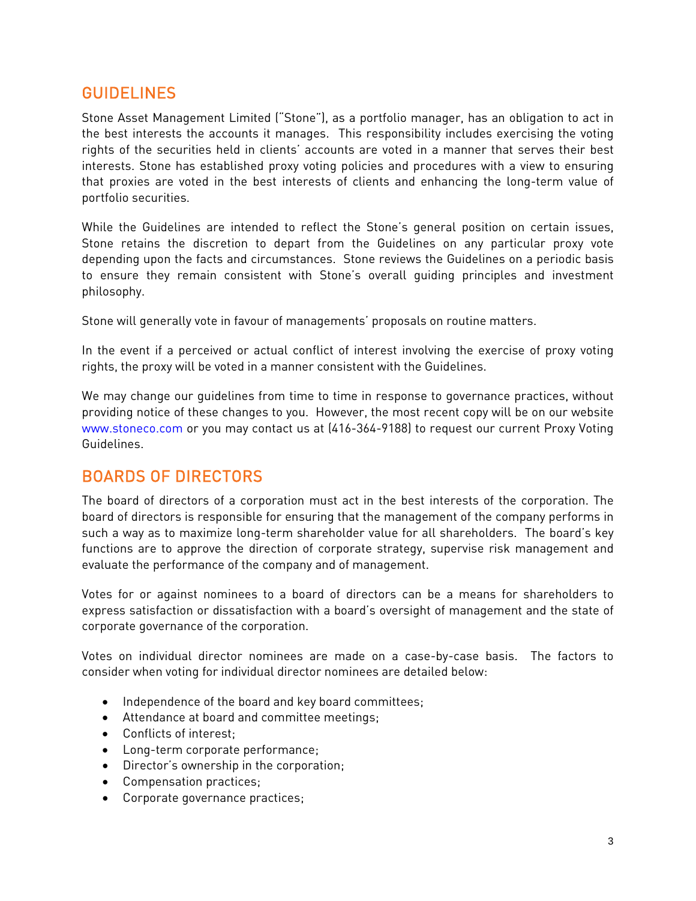## GUIDELINES

Stone Asset Management Limited ("Stone"), as a portfolio manager, has an obligation to act in the best interests the accounts it manages. This responsibility includes exercising the voting rights of the securities held in clients' accounts are voted in a manner that serves their best interests. Stone has established proxy voting policies and procedures with a view to ensuring that proxies are voted in the best interests of clients and enhancing the long-term value of portfolio securities.

While the Guidelines are intended to reflect the Stone's general position on certain issues, Stone retains the discretion to depart from the Guidelines on any particular proxy vote depending upon the facts and circumstances. Stone reviews the Guidelines on a periodic basis to ensure they remain consistent with Stone's overall guiding principles and investment philosophy.

Stone will generally vote in favour of managements' proposals on routine matters.

In the event if a perceived or actual conflict of interest involving the exercise of proxy voting rights, the proxy will be voted in a manner consistent with the Guidelines.

We may change our guidelines from time to time in response to governance practices, without providing notice of these changes to you. However, the most recent copy will be on our website www.stoneco.com or you may contact us at (416-364-9188) to request our current Proxy Voting Guidelines.

## BOARDS OF DIRECTORS

The board of directors of a corporation must act in the best interests of the corporation. The board of directors is responsible for ensuring that the management of the company performs in such a way as to maximize long-term shareholder value for all shareholders. The board's key functions are to approve the direction of corporate strategy, supervise risk management and evaluate the performance of the company and of management.

Votes for or against nominees to a board of directors can be a means for shareholders to express satisfaction or dissatisfaction with a board's oversight of management and the state of corporate governance of the corporation.

Votes on individual director nominees are made on a case-by-case basis. The factors to consider when voting for individual director nominees are detailed below:

- Independence of the board and key board committees;
- Attendance at board and committee meetings;
- Conflicts of interest;
- Long-term corporate performance;
- Director's ownership in the corporation;
- Compensation practices;
- Corporate governance practices;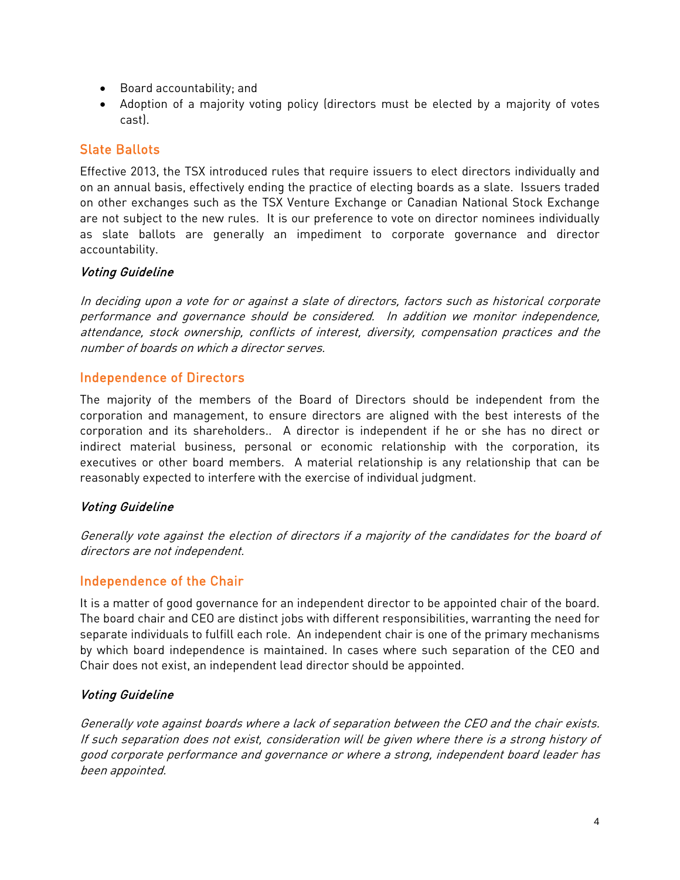- Board accountability; and
- Adoption of a majority voting policy (directors must be elected by a majority of votes cast).

## Slate Ballots

Effective 2013, the TSX introduced rules that require issuers to elect directors individually and on an annual basis, effectively ending the practice of electing boards as a slate. Issuers traded on other exchanges such as the TSX Venture Exchange or Canadian National Stock Exchange are not subject to the new rules. It is our preference to vote on director nominees individually as slate ballots are generally an impediment to corporate governance and director accountability.

### *Voting Guideline*

*In deciding upon a vote for or against a slate of directors, factors such as historical corporate performance and governance should be considered. In addition we monitor independence, attendance, stock ownership, conflicts of interest, diversity, compensation practices and the number of boards on which a director serves.*

## Independence of Directors

The majority of the members of the Board of Directors should be independent from the corporation and management, to ensure directors are aligned with the best interests of the corporation and its shareholders.. A director is independent if he or she has no direct or indirect material business, personal or economic relationship with the corporation, its executives or other board members. A material relationship is any relationship that can be reasonably expected to interfere with the exercise of individual judgment.

### *Voting Guideline*

*Generally vote against the election of directors if a majority of the candidates for the board of directors are not independent.*

## Independence of the Chair

It is a matter of good governance for an independent director to be appointed chair of the board. The board chair and CEO are distinct jobs with different responsibilities, warranting the need for separate individuals to fulfill each role. An independent chair is one of the primary mechanisms by which board independence is maintained. In cases where such separation of the CEO and Chair does not exist, an independent lead director should be appointed.

### *Voting Guideline*

*Generally vote against boards where a lack of separation between the CEO and the chair exists. If such separation does not exist, consideration will be given where there is a strong history of good corporate performance and governance or where a strong, independent board leader has been appointed.*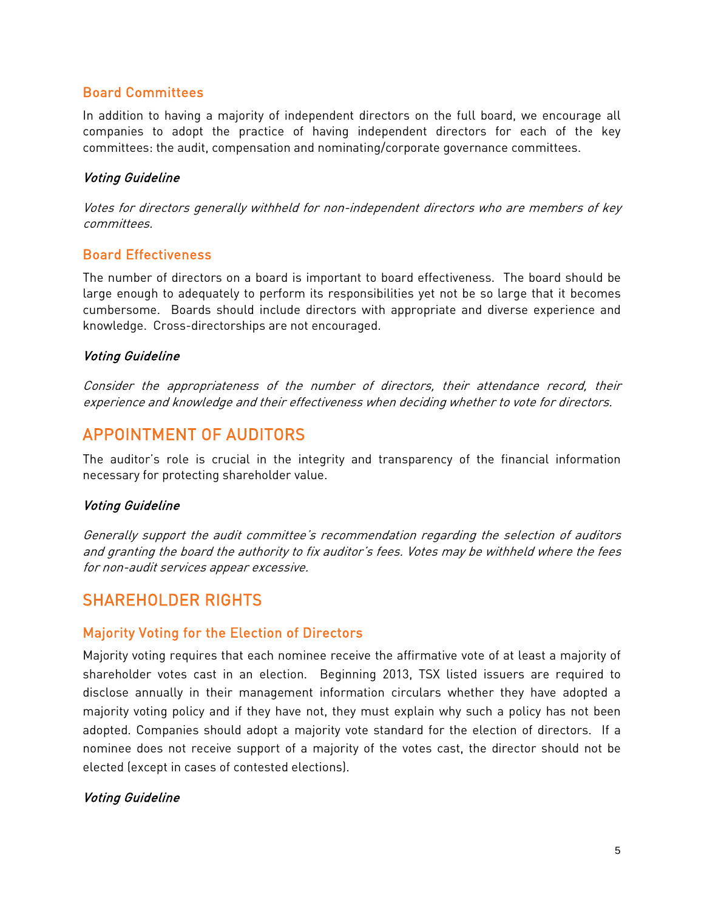### Board Committees

In addition to having a majority of independent directors on the full board, we encourage all companies to adopt the practice of having independent directors for each of the key committees: the audit, compensation and nominating/corporate governance committees.

#### *Voting Guideline*

*Votes for directors generally withheld for non-independent directors who are members of key committees.*

### Board Effectiveness

The number of directors on a board is important to board effectiveness. The board should be large enough to adequately to perform its responsibilities yet not be so large that it becomes cumbersome. Boards should include directors with appropriate and diverse experience and knowledge. Cross-directorships are not encouraged.

#### *Voting Guideline*

*Consider the appropriateness of the number of directors, their attendance record, their experience and knowledge and their effectiveness when deciding whether to vote for directors.*

## APPOINTMENT OF AUDITORS

The auditor's role is crucial in the integrity and transparency of the financial information necessary for protecting shareholder value.

#### *Voting Guideline*

*Generally support the audit committee's recommendation regarding the selection of auditors and granting the board the authority to fix auditor's fees. Votes may be withheld where the fees for non-audit services appear excessive.*

## SHAREHOLDER RIGHTS

### Majority Voting for the Election of Directors

Majority voting requires that each nominee receive the affirmative vote of at least a majority of shareholder votes cast in an election. Beginning 2013, TSX listed issuers are required to disclose annually in their management information circulars whether they have adopted a majority voting policy and if they have not, they must explain why such a policy has not been adopted. Companies should adopt a majority vote standard for the election of directors. If a nominee does not receive support of a majority of the votes cast, the director should not be elected (except in cases of contested elections).

#### *Voting Guideline*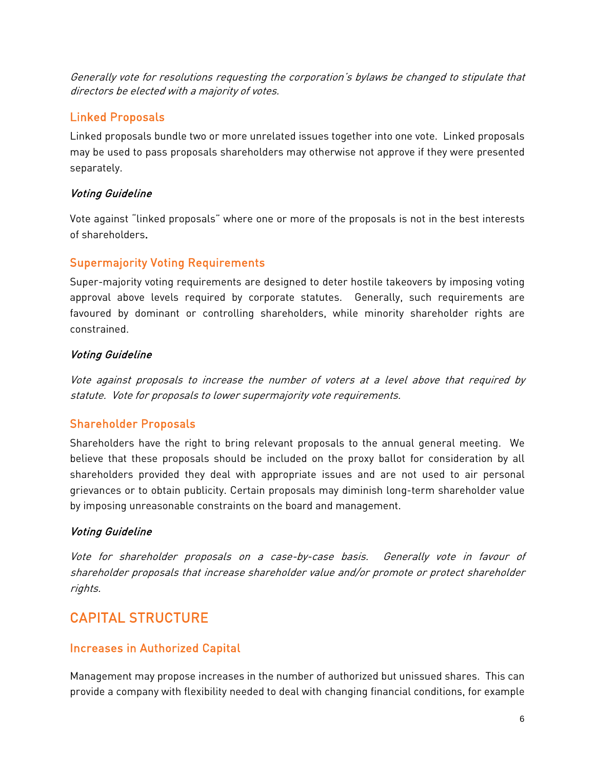*Generally vote for resolutions requesting the corporation's bylaws be changed to stipulate that directors be elected with a majority of votes.*

### Linked Proposals

Linked proposals bundle two or more unrelated issues together into one vote. Linked proposals may be used to pass proposals shareholders may otherwise not approve if they were presented separately.

#### *Voting Guideline*

Vote against "linked proposals" where one or more of the proposals is not in the best interests of shareholders.

### Supermajority Voting Requirements

Super-majority voting requirements are designed to deter hostile takeovers by imposing voting approval above levels required by corporate statutes. Generally, such requirements are favoured by dominant or controlling shareholders, while minority shareholder rights are constrained.

#### *Voting Guideline*

*Vote against proposals to increase the number of voters at a level above that required by statute. Vote for proposals to lower supermajority vote requirements.*

### Shareholder Proposals

Shareholders have the right to bring relevant proposals to the annual general meeting. We believe that these proposals should be included on the proxy ballot for consideration by all shareholders provided they deal with appropriate issues and are not used to air personal grievances or to obtain publicity. Certain proposals may diminish long-term shareholder value by imposing unreasonable constraints on the board and management.

#### *Voting Guideline*

*Vote for shareholder proposals on a case-by-case basis. Generally vote in favour of shareholder proposals that increase shareholder value and/or promote or protect shareholder rights.*

## CAPITAL STRUCTURE

### Increases in Authorized Capital

Management may propose increases in the number of authorized but unissued shares. This can provide a company with flexibility needed to deal with changing financial conditions, for example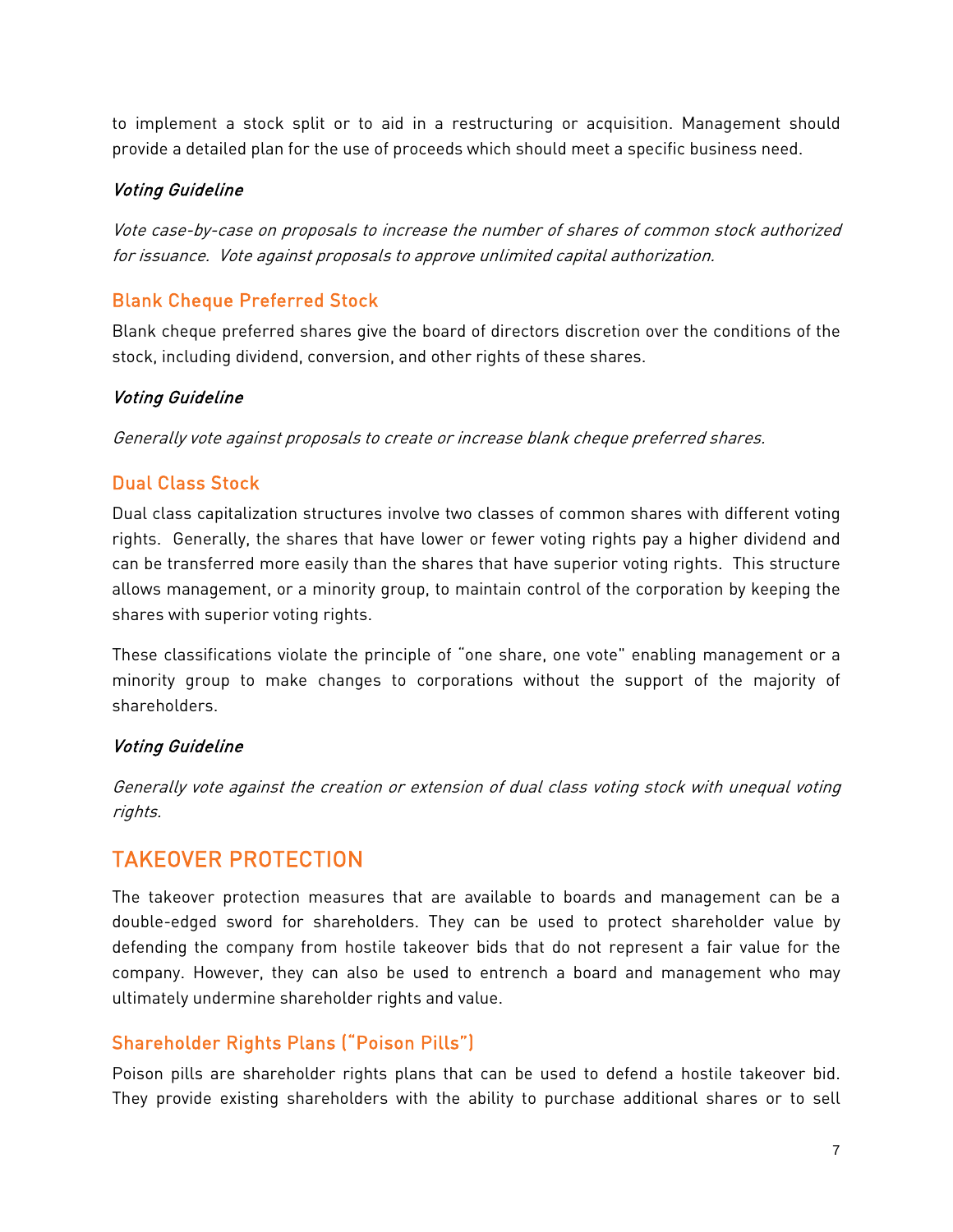to implement a stock split or to aid in a restructuring or acquisition. Management should provide a detailed plan for the use of proceeds which should meet a specific business need.

#### *Voting Guideline*

*Vote case-by-case on proposals to increase the number of shares of common stock authorized for issuance. Vote against proposals to approve unlimited capital authorization.*

### Blank Cheque Preferred Stock

Blank cheque preferred shares give the board of directors discretion over the conditions of the stock, including dividend, conversion, and other rights of these shares.

#### *Voting Guideline*

*Generally vote against proposals to create or increase blank cheque preferred shares.*

### Dual Class Stock

Dual class capitalization structures involve two classes of common shares with different voting rights. Generally, the shares that have lower or fewer voting rights pay a higher dividend and can be transferred more easily than the shares that have superior voting rights. This structure allows management, or a minority group, to maintain control of the corporation by keeping the shares with superior voting rights.

These classifications violate the principle of "one share, one vote" enabling management or a minority group to make changes to corporations without the support of the majority of shareholders.

#### *Voting Guideline*

*Generally vote against the creation or extension of dual class voting stock with unequal voting rights.*

## TAKEOVER PROTECTION

The takeover protection measures that are available to boards and management can be a double-edged sword for shareholders. They can be used to protect shareholder value by defending the company from hostile takeover bids that do not represent a fair value for the company. However, they can also be used to entrench a board and management who may ultimately undermine shareholder rights and value.

### Shareholder Rights Plans ("Poison Pills")

Poison pills are shareholder rights plans that can be used to defend a hostile takeover bid. They provide existing shareholders with the ability to purchase additional shares or to sell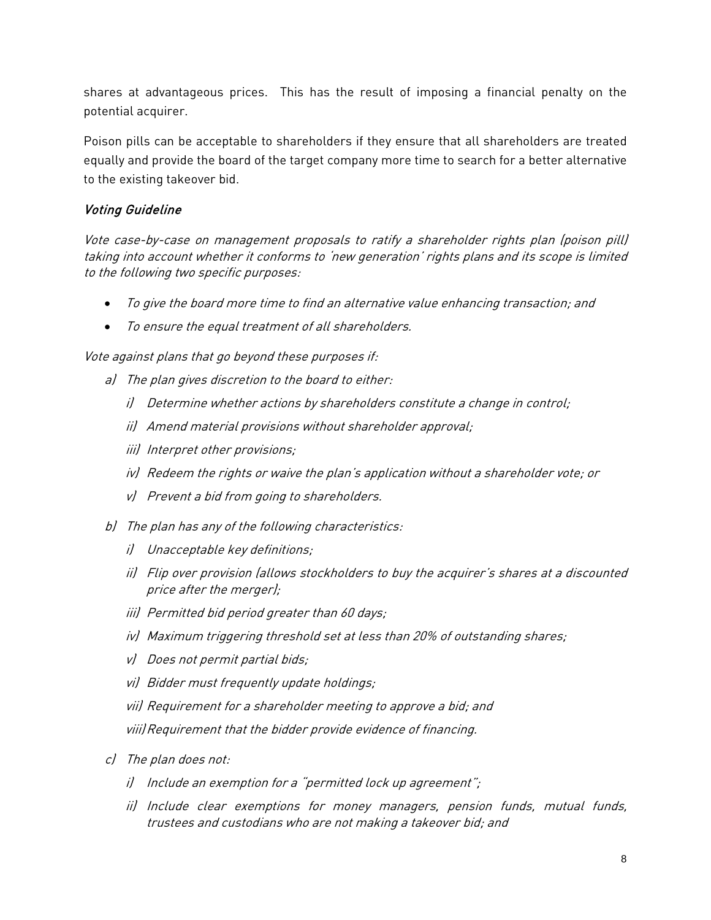shares at advantageous prices. This has the result of imposing a financial penalty on the potential acquirer.

Poison pills can be acceptable to shareholders if they ensure that all shareholders are treated equally and provide the board of the target company more time to search for a better alternative to the existing takeover bid.

### *Voting Guideline*

*Vote case-by-case on management proposals to ratify a shareholder rights plan (poison pill) taking into account whether it conforms to 'new generation' rights plans and its scope is limited to the following two specific purposes:*

- *To give the board more time to find an alternative value enhancing transaction; and*
- *To ensure the equal treatment of all shareholders.*

*Vote against plans that go beyond these purposes if:*

a) *The plan gives discretion to the board to either:*
   i) *Determine whether actions by shareholders constitute a change in control;*
   ii) *Amend material provisions without shareholder approval;*
   iii) *Interpret other provisions;*
   iv) *Redeem the rights or waive the plan's application without a shareholder vote; or*
   v) *Prevent a bid from going to shareholders.*

b) *The plan has any of the following characteristics:*
   i) *Unacceptable key definitions;*
   ii) *Flip over provision (allows stockholders to buy the acquirer's shares at a discounted price after the merger);*
   iii) *Permitted bid period greater than 60 days;*
   iv) *Maximum triggering threshold set at less than 20% of outstanding shares;*
   v) *Does not permit partial bids;*
   vi) *Bidder must frequently update holdings;*
   vii) *Requirement for a shareholder meeting to approve a bid; and*
   viii) *Requirement that the bidder provide evidence of financing.*

c) *The plan does not:*
   i) *Include an exemption for a "permitted lock up agreement";*
   ii) *Include clear exemptions for money managers, pension funds, mutual funds, trustees and custodians who are not making a takeover bid; and*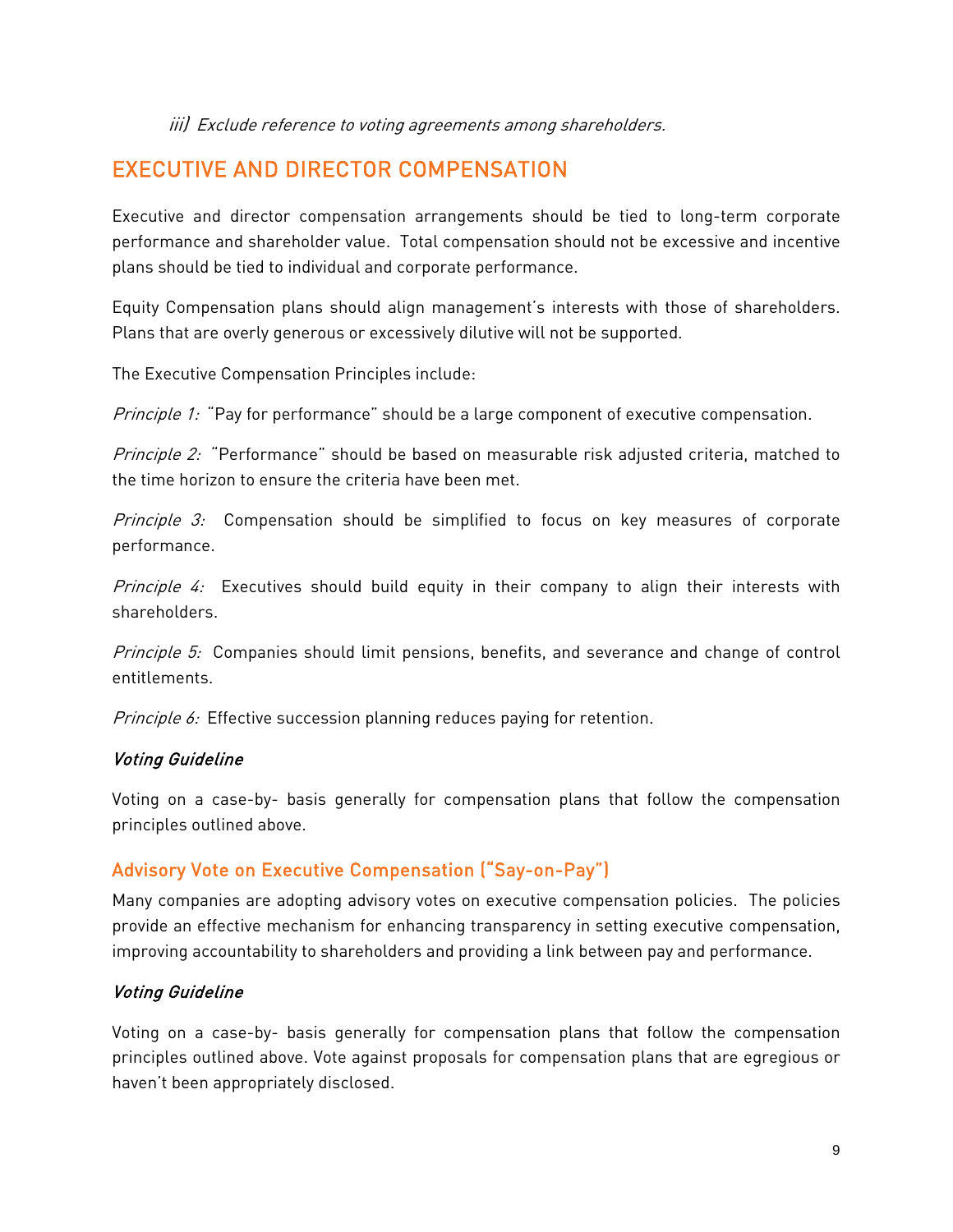*iii) Exclude reference to voting agreements among shareholders.*

## EXECUTIVE AND DIRECTOR COMPENSATION

Executive and director compensation arrangements should be tied to long-term corporate performance and shareholder value. Total compensation should not be excessive and incentive plans should be tied to individual and corporate performance.

Equity Compensation plans should align management's interests with those of shareholders. Plans that are overly generous or excessively dilutive will not be supported.

The Executive Compensation Principles include:

*Principle 1:* "Pay for performance" should be a large component of executive compensation.

*Principle 2:* "Performance" should be based on measurable risk adjusted criteria, matched to the time horizon to ensure the criteria have been met.

*Principle 3:* Compensation should be simplified to focus on key measures of corporate performance.

*Principle 4:* Executives should build equity in their company to align their interests with shareholders.

*Principle 5:* Companies should limit pensions, benefits, and severance and change of control entitlements.

*Principle 6:* Effective succession planning reduces paying for retention.

#### *Voting Guideline*

Voting on a case-by- basis generally for compensation plans that follow the compensation principles outlined above.

### Advisory Vote on Executive Compensation ("Say-on-Pay")

Many companies are adopting advisory votes on executive compensation policies. The policies provide an effective mechanism for enhancing transparency in setting executive compensation, improving accountability to shareholders and providing a link between pay and performance.

#### *Voting Guideline*

Voting on a case-by- basis generally for compensation plans that follow the compensation principles outlined above. Vote against proposals for compensation plans that are egregious or haven't been appropriately disclosed.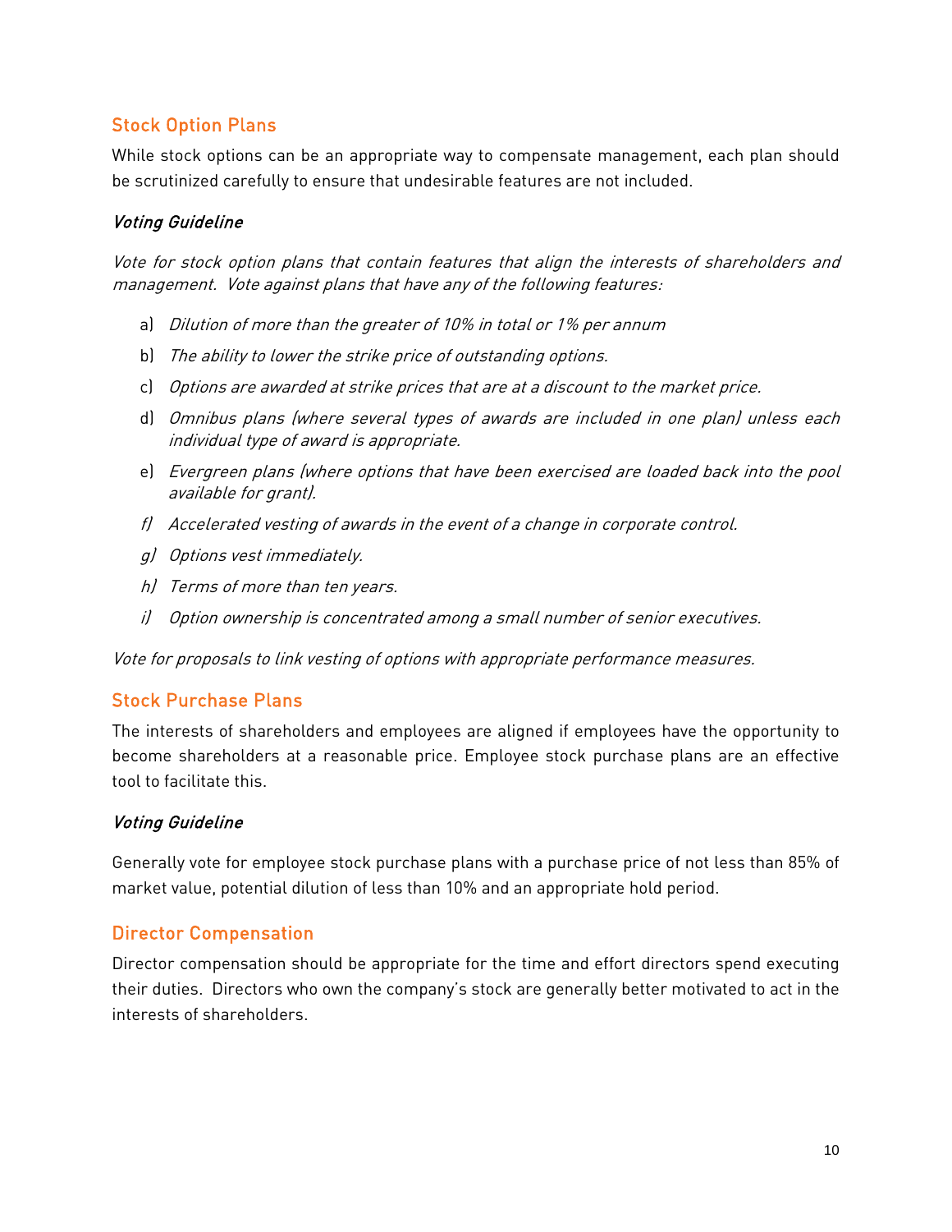## Stock Option Plans

While stock options can be an appropriate way to compensate management, each plan should be scrutinized carefully to ensure that undesirable features are not included.

### *Voting Guideline*

*Vote for stock option plans that contain features that align the interests of shareholders and management. Vote against plans that have any of the following features:*

a) *Dilution of more than the greater of 10% in total or 1% per annum*
b) *The ability to lower the strike price of outstanding options.*
c) *Options are awarded at strike prices that are at a discount to the market price.*
d) *Omnibus plans (where several types of awards are included in one plan) unless each individual type of award is appropriate.*
e) *Evergreen plans (where options that have been exercised are loaded back into the pool available for grant).*
f) *Accelerated vesting of awards in the event of a change in corporate control.*
g) *Options vest immediately.*
h) *Terms of more than ten years.*
i) *Option ownership is concentrated among a small number of senior executives.*

*Vote for proposals to link vesting of options with appropriate performance measures.*

## Stock Purchase Plans

The interests of shareholders and employees are aligned if employees have the opportunity to become shareholders at a reasonable price. Employee stock purchase plans are an effective tool to facilitate this.

### *Voting Guideline*

Generally vote for employee stock purchase plans with a purchase price of not less than 85% of market value, potential dilution of less than 10% and an appropriate hold period.

## Director Compensation

Director compensation should be appropriate for the time and effort directors spend executing their duties. Directors who own the company's stock are generally better motivated to act in the interests of shareholders.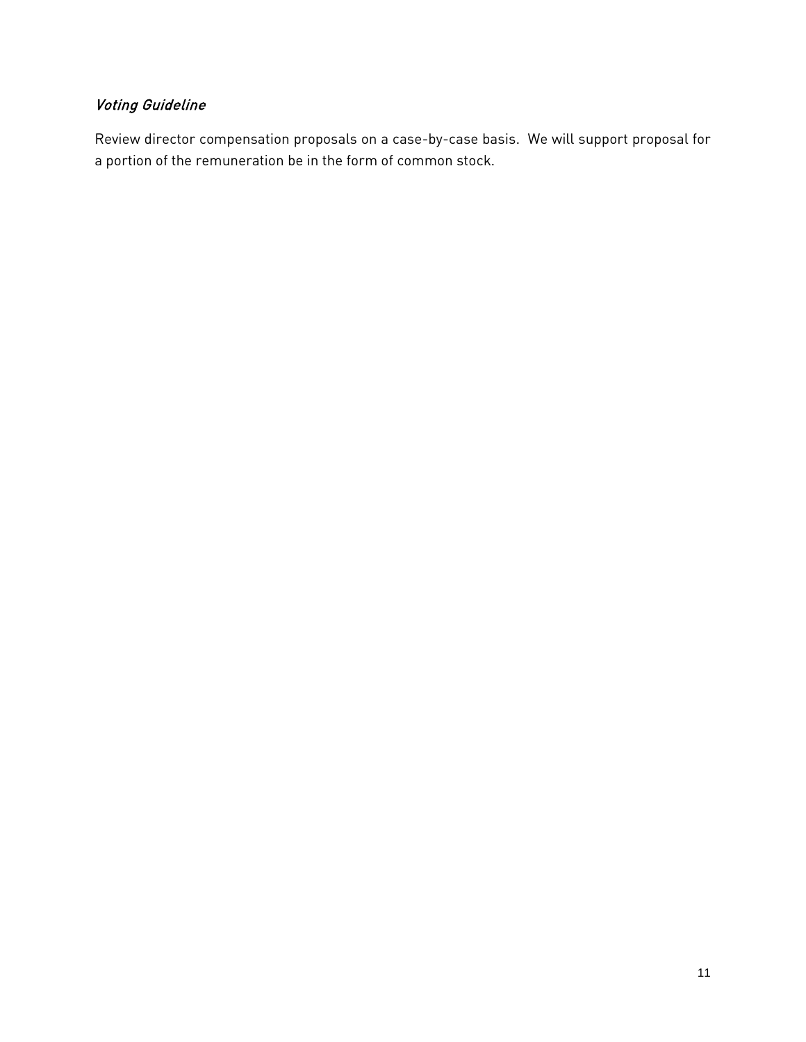### *Voting Guideline*

Review director compensation proposals on a case-by-case basis. We will support proposal for a portion of the remuneration be in the form of common stock.